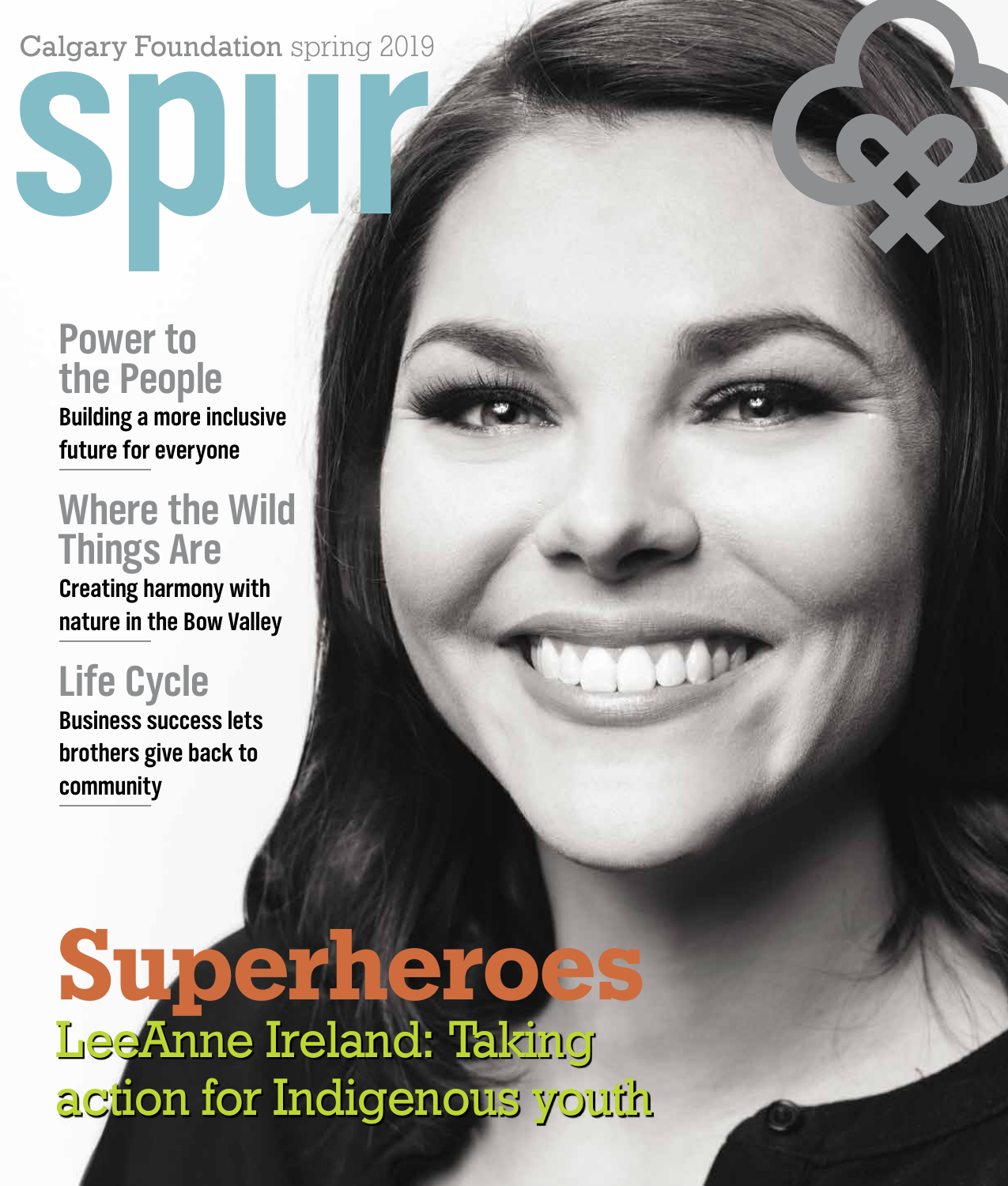Calgary Foundation spring 2019

# spur

## Power to the People

Building a more inclusive future for everyone

## Where the Wild Things Are

Creating harmony with nature in the Bow Valley

## Life Cycle

Business success lets brothers give back to community

# Superheroes

## LeeAnne Ireland: Taking action for Indigenous youth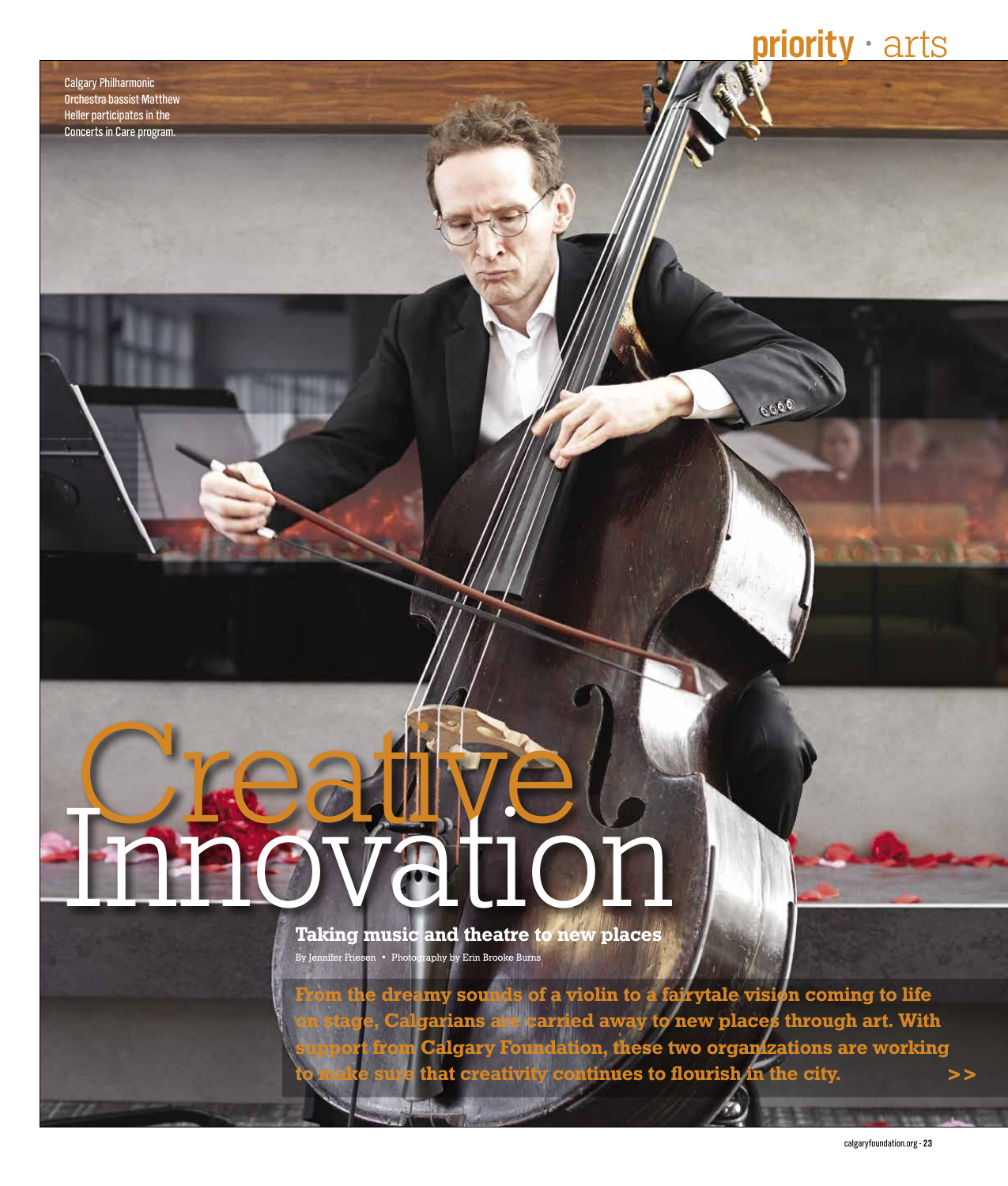Calgary Philharmonic Orchestra bassist Matthew Heller participates in the Concerts in Care program.

# Creative Innovation

## Taking music and theatre to new places

By Jennifer Friesen • Photography by Erin Brooke Burns

**From the dreamy sounds of a violin to a fairytale vision coming to life on stage, Calgarians are carried away to new places through art. With support from Calgary Foundation, these two organizations are working to make sure that creativity continues to flourish in the city.** >>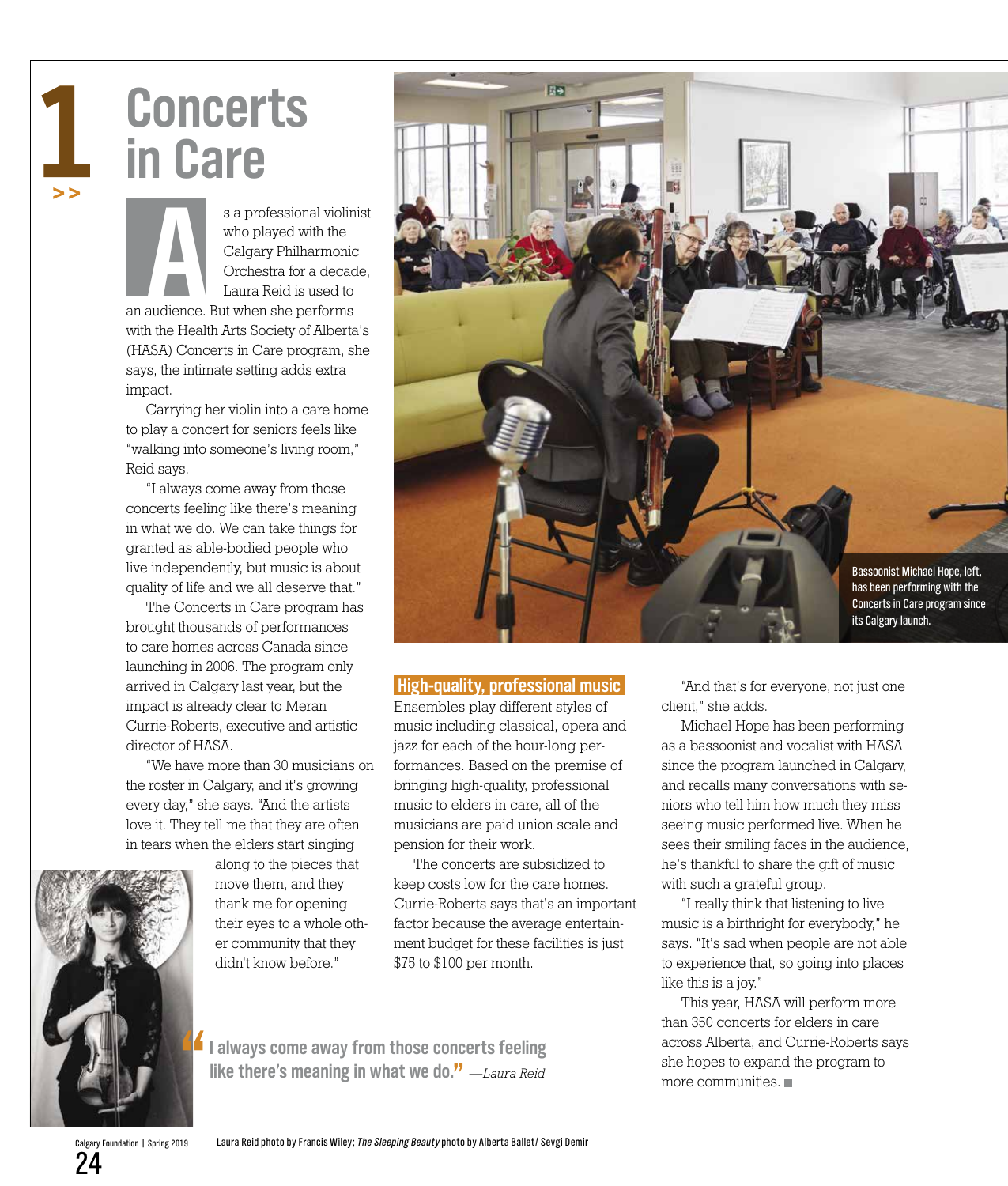# 1 Concerts in Care

As a professional violinist who played with the Calgary Philharmonic Orchestra for a decade, Laura Reid is used to an audience. But when she performs with the Health Arts Society of Alberta's (HASA) Concerts in Care program, she says, the intimate setting adds extra impact.

Carrying her violin into a care home to play a concert for seniors feels like "walking into someone's living room," Reid says.

"I always come away from those concerts feeling like there's meaning in what we do. We can take things for granted as able-bodied people who live independently, but music is about quality of life and we all deserve that."

The Concerts in Care program has brought thousands of performances to care homes across Canada since launching in 2006. The program only arrived in Calgary last year, but the impact is already clear to Meran Currie-Roberts, executive and artistic director of HASA.

"We have more than 30 musicians on the roster in Calgary, and it's growing every day," she says. "And the artists love it. They tell me that they are often in tears when the elders start singing along to the pieces that move them, and they thank me for opening their eyes to a whole other community that they didn't know before."

Bassoonist Michael Hope, left, has been performing with the Concerts in Care program since its Calgary launch.

## High-quality, professional music

Ensembles play different styles of music including classical, opera and jazz for each of the hour-long performances. Based on the premise of bringing high-quality, professional music to elders in care, all of the musicians are paid union scale and pension for their work.

The concerts are subsidized to keep costs low for the care homes. Currie-Roberts says that's an important factor because the average entertainment budget for these facilities is just $75 to $100 per month.

"And that's for everyone, not just one client," she adds.

Michael Hope has been performing as a bassoonist and vocalist with HASA since the program launched in Calgary, and recalls many conversations with seniors who tell him how much they miss seeing music performed live. When he sees their smiling faces in the audience, he's thankful to share the gift of music with such a grateful group.

"I really think that listening to live music is a birthright for everybody," he says. "It's sad when people are not able to experience that, so going into places like this is a joy."

This year, HASA will perform more than 350 concerts for elders in care across Alberta, and Currie-Roberts says she hopes to expand the program to more communities.

> "I always come away from those concerts feeling like there's meaning in what we do." —*Laura Reid*

Laura Reid photo by Francis Wiley; *The Sleeping Beauty* photo by Alberta Ballet/ Sevgi Demir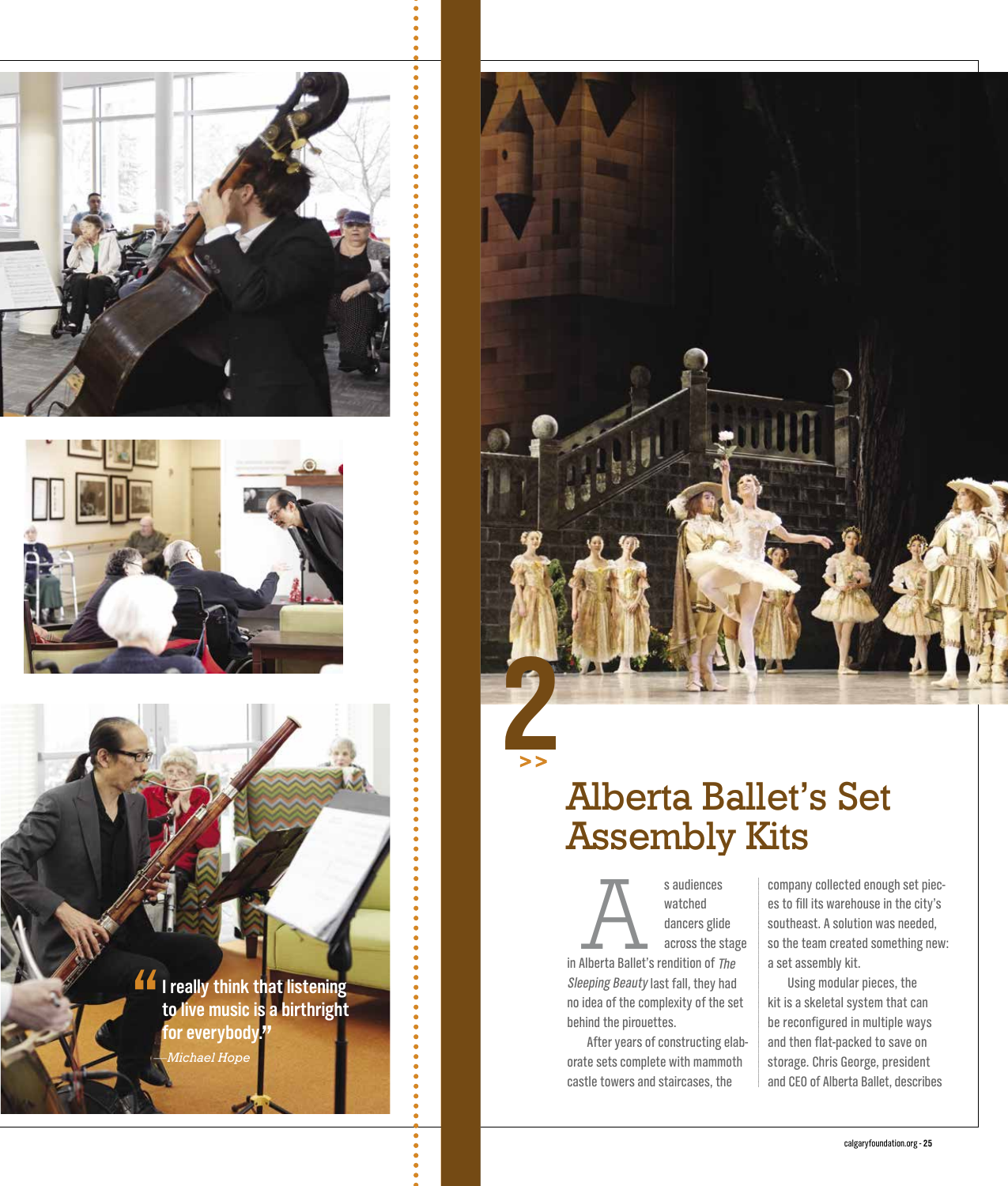> "I really think that listening to live music is a birthright for everybody."
>
> *—Michael Hope*

2 >>

## Alberta Ballet's Set Assembly Kits

As audiences watched dancers glide across the stage in Alberta Ballet's rendition of *The Sleeping Beauty* last fall, they had no idea of the complexity of the set behind the pirouettes.

After years of constructing elaborate sets complete with mammoth castle towers and staircases, the company collected enough set pieces to fill its warehouse in the city's southeast. A solution was needed, so the team created something new: a set assembly kit.

Using modular pieces, the kit is a skeletal system that can be reconfigured in multiple ways and then flat-packed to save on storage. Chris George, president and CEO of Alberta Ballet, describes